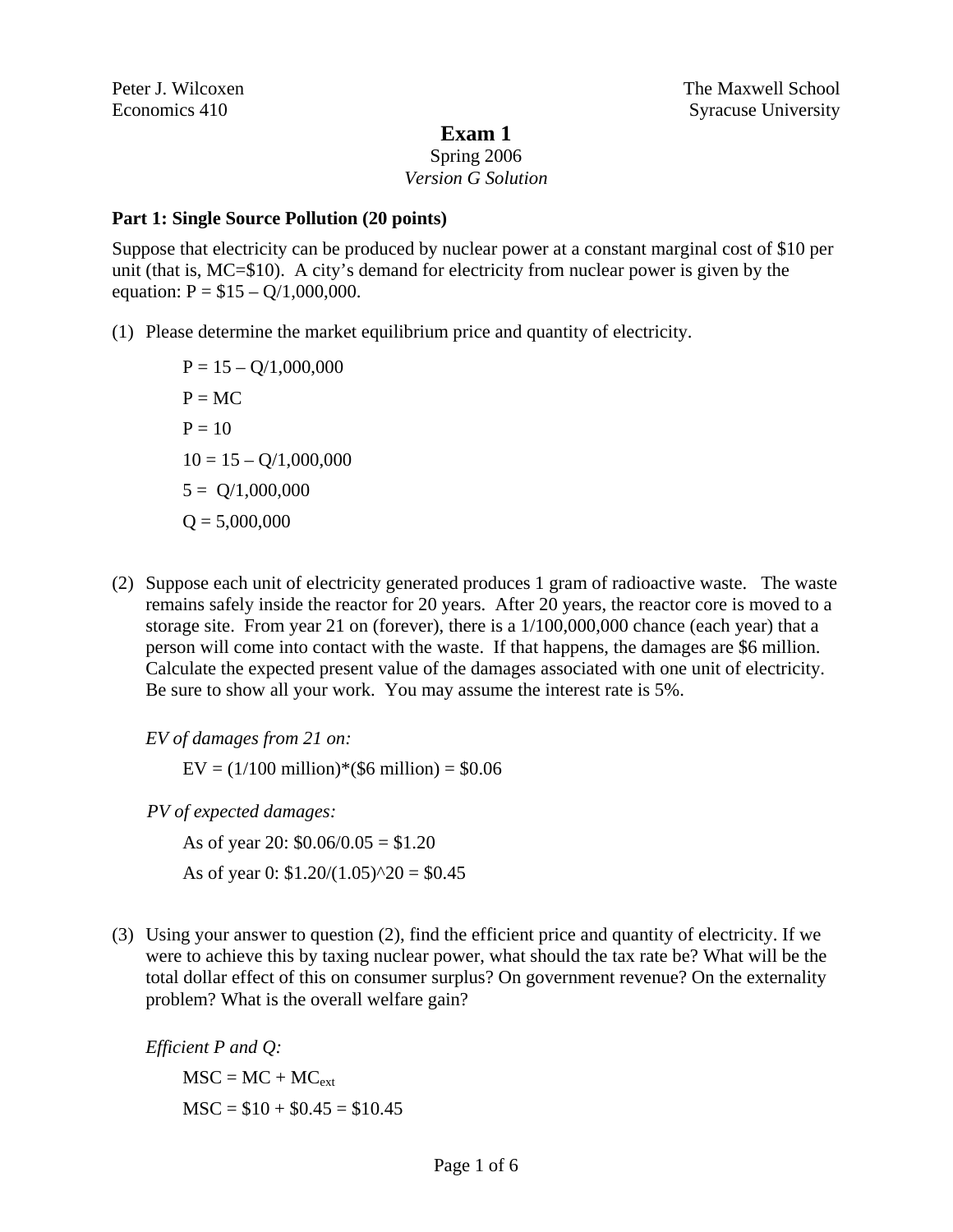Peter J. Wilcoxen  
Economics 410

The Maxwell School  
Syracuse University

# Exam 1

Spring 2006  
*Version G Solution*

## Part 1: Single Source Pollution (20 points)

Suppose that electricity can be produced by nuclear power at a constant marginal cost of $10 per unit (that is, MC=$10). A city's demand for electricity from nuclear power is given by the equation: P = $15 – Q/1,000,000.

(1) Please determine the market equilibrium price and quantity of electricity.

$P = 15 – Q/1{,}000{,}000$

$P = MC$

$P = 10$

$10 = 15 – Q/1{,}000{,}000$

$5 = Q/1{,}000{,}000$

$Q = 5{,}000{,}000$

(2) Suppose each unit of electricity generated produces 1 gram of radioactive waste. The waste remains safely inside the reactor for 20 years. After 20 years, the reactor core is moved to a storage site. From year 21 on (forever), there is a 1/100,000,000 chance (each year) that a person will come into contact with the waste. If that happens, the damages are $6 million. Calculate the expected present value of the damages associated with one unit of electricity. Be sure to show all your work. You may assume the interest rate is 5%.

*EV of damages from 21 on:*

EV = (1/100 million)*($6 million) = $0.06

*PV of expected damages:*

As of year 20: $0.06/0.05 = $1.20

As of year 0: $1.20/(1.05)^20 = $0.45

(3) Using your answer to question (2), find the efficient price and quantity of electricity. If we were to achieve this by taxing nuclear power, what should the tax rate be? What will be the total dollar effect of this on consumer surplus? On government revenue? On the externality problem? What is the overall welfare gain?

*Efficient P and Q:*

$MSC = MC + MC_{ext}$

MSC = $10 + $0.45 = $10.45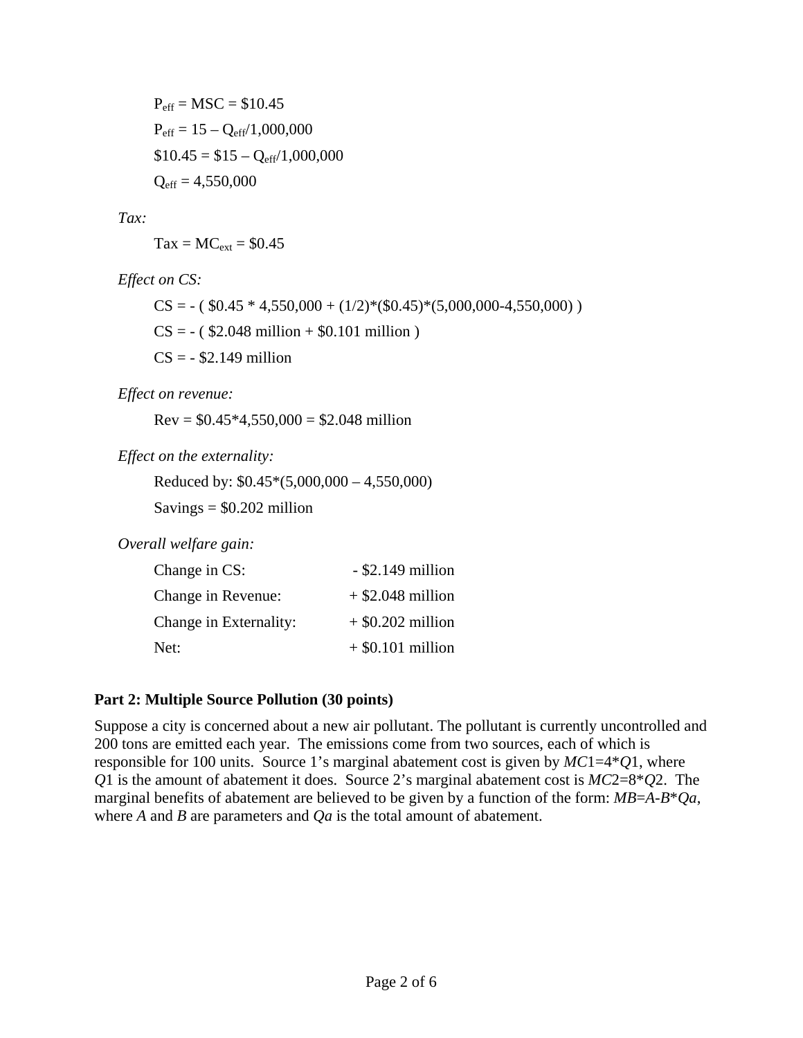$P_{eff}$ = MSC = \$10.45

$P_{eff}$ = 15 – $Q_{eff}$/1,000,000

\$10.45 = \$15 – $Q_{eff}$/1,000,000

$Q_{eff}$ = 4,550,000

*Tax:*

Tax = $MC_{ext}$ = \$0.45

*Effect on CS:*

CS = - ( \$0.45 * 4,550,000 + (1/2)*(\$0.45)*(5,000,000-4,550,000) )

CS = - ( \$2.048 million + \$0.101 million )

CS = - \$2.149 million

*Effect on revenue:*

Rev = \$0.45*4,550,000 = \$2.048 million

*Effect on the externality:*

Reduced by: \$0.45*(5,000,000 – 4,550,000)

Savings = \$0.202 million

*Overall welfare gain:*

| | |
|---|---|
| Change in CS: | - \$2.149 million |
| Change in Revenue: | + \$2.048 million |
| Change in Externality: | + \$0.202 million |
| Net: | + \$0.101 million |

**Part 2: Multiple Source Pollution (30 points)**

Suppose a city is concerned about a new air pollutant. The pollutant is currently uncontrolled and 200 tons are emitted each year. The emissions come from two sources, each of which is responsible for 100 units. Source 1's marginal abatement cost is given by $MC1=4*Q1$, where $Q1$ is the amount of abatement it does. Source 2's marginal abatement cost is $MC2=8*Q2$. The marginal benefits of abatement are believed to be given by a function of the form: $MB=A-B*Qa$, where $A$ and $B$ are parameters and $Qa$ is the total amount of abatement.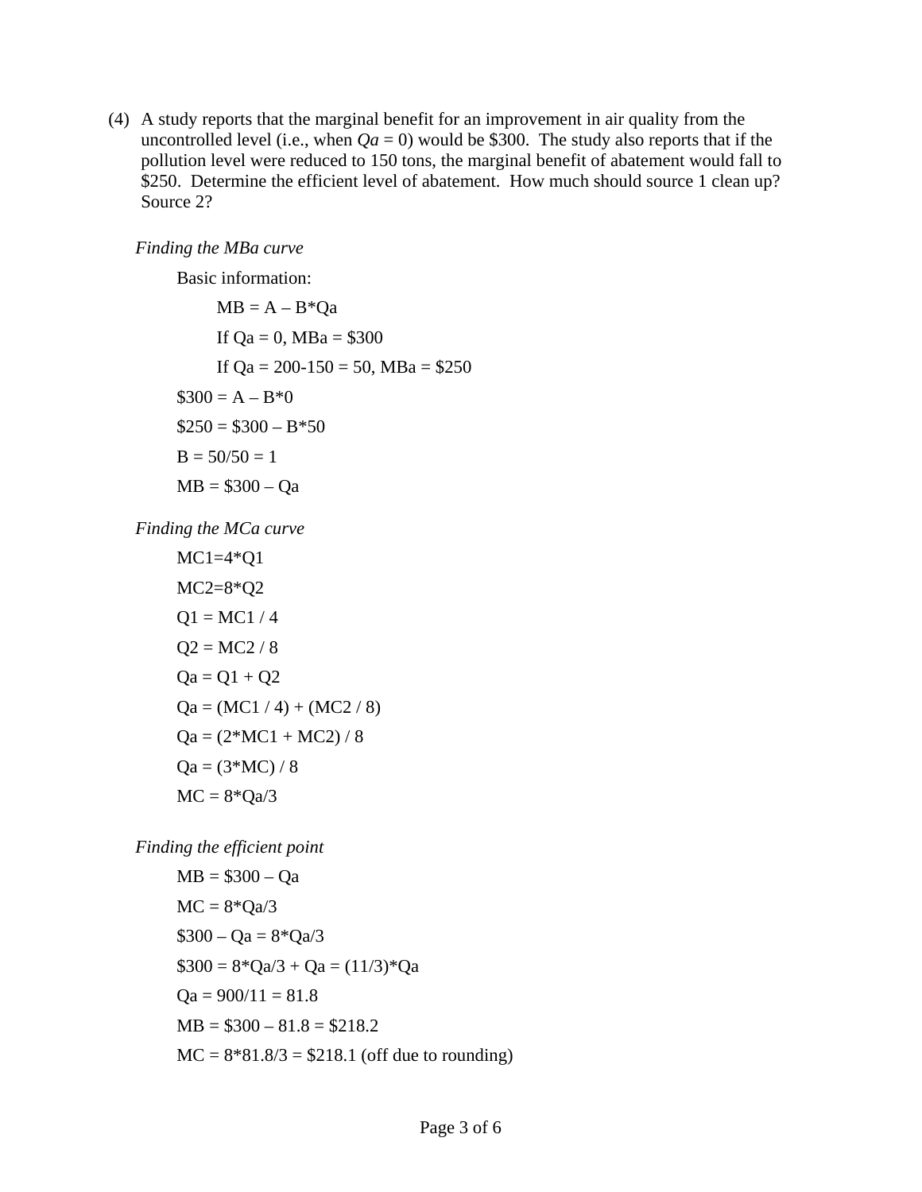(4) A study reports that the marginal benefit for an improvement in air quality from the uncontrolled level (i.e., when $Qa = 0$) would be \$300. The study also reports that if the pollution level were reduced to 150 tons, the marginal benefit of abatement would fall to \$250. Determine the efficient level of abatement. How much should source 1 clean up? Source 2?

*Finding the MBa curve*

Basic information:

$MB = A - B*Qa$

If $Qa = 0$, $MBa = \$300$

If $Qa = 200-150 = 50$, $MBa = \$250$

$\$300 = A - B*0$

$\$250 = \$300 - B*50$

$B = 50/50 = 1$

$MB = \$300 - Qa$

*Finding the MCa curve*

$MC1=4*Q1$

$MC2=8*Q2$

$Q1 = MC1 / 4$

$Q2 = MC2 / 8$

$Qa = Q1 + Q2$

$Qa = (MC1 / 4) + (MC2 / 8)$

$Qa = (2*MC1 + MC2) / 8$

$Qa = (3*MC) / 8$

$MC = 8*Qa/3$

*Finding the efficient point*

$MB = \$300 - Qa$

$MC = 8*Qa/3$

$\$300 - Qa = 8*Qa/3$

$\$300 = 8*Qa/3 + Qa = (11/3)*Qa$

$Qa = 900/11 = 81.8$

$MB = \$300 - 81.8 = \$218.2$

$MC = 8*81.8/3 = \$218.1$ (off due to rounding)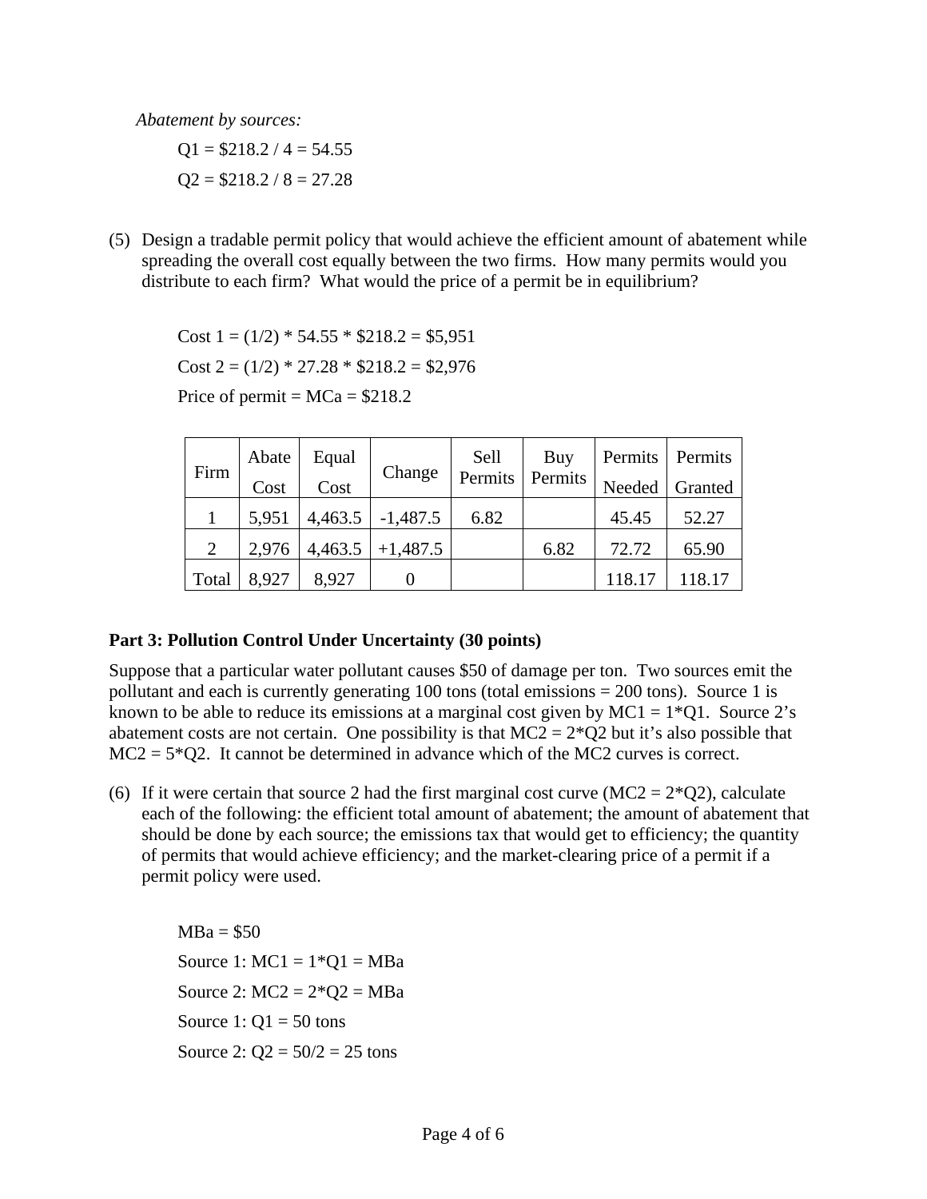*Abatement by sources:*

$Q1 = \$218.2 / 4 = 54.55$

$Q2 = \$218.2 / 8 = 27.28$

(5) Design a tradable permit policy that would achieve the efficient amount of abatement while spreading the overall cost equally between the two firms. How many permits would you distribute to each firm? What would the price of a permit be in equilibrium?

Cost 1 = (1/2) * 54.55 * \$218.2 = \$5,951

Cost 2 = (1/2) * 27.28 * \$218.2 = \$2,976

Price of permit = MCa = \$218.2

| Firm | Abate Cost | Equal Cost | Change | Sell Permits | Buy Permits | Permits Needed | Permits Granted |
|---|---|---|---|---|---|---|---|
| 1 | 5,951 | 4,463.5 | -1,487.5 | 6.82 | | 45.45 | 52.27 |
| 2 | 2,976 | 4,463.5 | +1,487.5 | | 6.82 | 72.72 | 65.90 |
| Total | 8,927 | 8,927 | 0 | | | 118.17 | 118.17 |

## Part 3: Pollution Control Under Uncertainty (30 points)

Suppose that a particular water pollutant causes \$50 of damage per ton. Two sources emit the pollutant and each is currently generating 100 tons (total emissions = 200 tons). Source 1 is known to be able to reduce its emissions at a marginal cost given by MC1 = 1*Q1. Source 2's abatement costs are not certain. One possibility is that MC2 = 2*Q2 but it's also possible that MC2 = 5*Q2. It cannot be determined in advance which of the MC2 curves is correct.

(6) If it were certain that source 2 had the first marginal cost curve (MC2 = 2*Q2), calculate each of the following: the efficient total amount of abatement; the amount of abatement that should be done by each source; the emissions tax that would get to efficiency; the quantity of permits that would achieve efficiency; and the market-clearing price of a permit if a permit policy were used.

MBa = \$50

Source 1: MC1 = 1*Q1 = MBa

Source 2: MC2 = 2*Q2 = MBa

Source 1: Q1 = 50 tons

Source 2: Q2 = 50/2 = 25 tons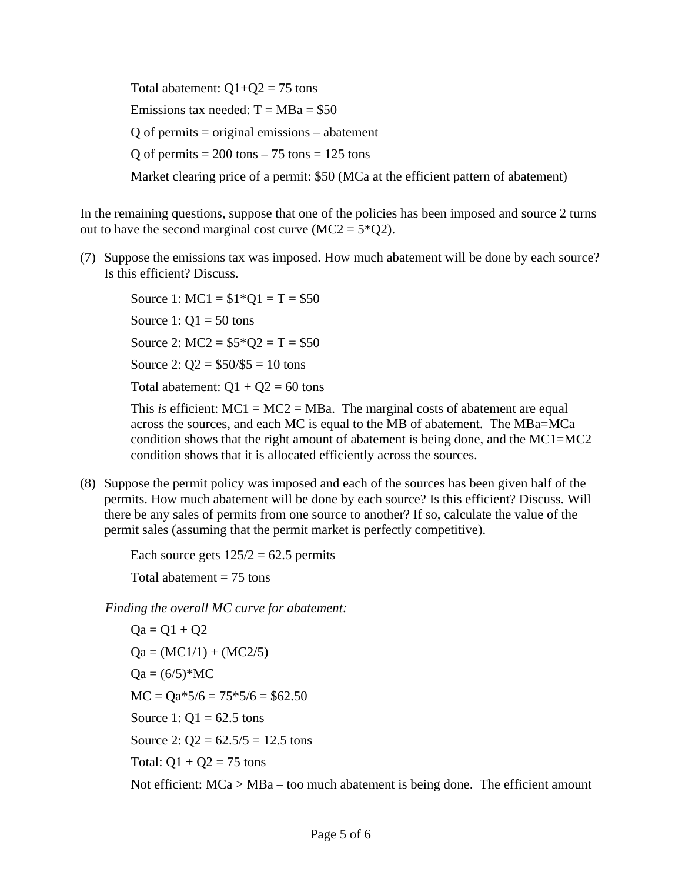Total abatement: $Q1+Q2 = 75$ tons

Emissions tax needed: $T = MBa = \$50$

Q of permits = original emissions – abatement

Q of permits = 200 tons – 75 tons = 125 tons

Market clearing price of a permit: \$50 (MCa at the efficient pattern of abatement)

In the remaining questions, suppose that one of the policies has been imposed and source 2 turns out to have the second marginal cost curve ($MC2 = 5*Q2$).

(7) Suppose the emissions tax was imposed. How much abatement will be done by each source? Is this efficient? Discuss.

Source 1: $MC1 = \$1*Q1 = T = \$50$

Source 1: $Q1 = 50$ tons

Source 2: $MC2 = \$5*Q2 = T = \$50$

Source 2: $Q2 = \$50/\$5 = 10$ tons

Total abatement: $Q1 + Q2 = 60$ tons

This *is* efficient: $MC1 = MC2 = MBa$. The marginal costs of abatement are equal across the sources, and each MC is equal to the MB of abatement. The MBa=MCa condition shows that the right amount of abatement is being done, and the MC1=MC2 condition shows that it is allocated efficiently across the sources.

(8) Suppose the permit policy was imposed and each of the sources has been given half of the permits. How much abatement will be done by each source? Is this efficient? Discuss. Will there be any sales of permits from one source to another? If so, calculate the value of the permit sales (assuming that the permit market is perfectly competitive).

Each source gets $125/2 = 62.5$ permits

Total abatement = 75 tons

*Finding the overall MC curve for abatement:*

$Qa = Q1 + Q2$

$Qa = (MC1/1) + (MC2/5)$

$Qa = (6/5)*MC$

$MC = Qa*5/6 = 75*5/6 = \$62.50$

Source 1: $Q1 = 62.5$ tons

Source 2: $Q2 = 62.5/5 = 12.5$ tons

Total: $Q1 + Q2 = 75$ tons

Not efficient: $MCa > MBa$ – too much abatement is being done. The efficient amount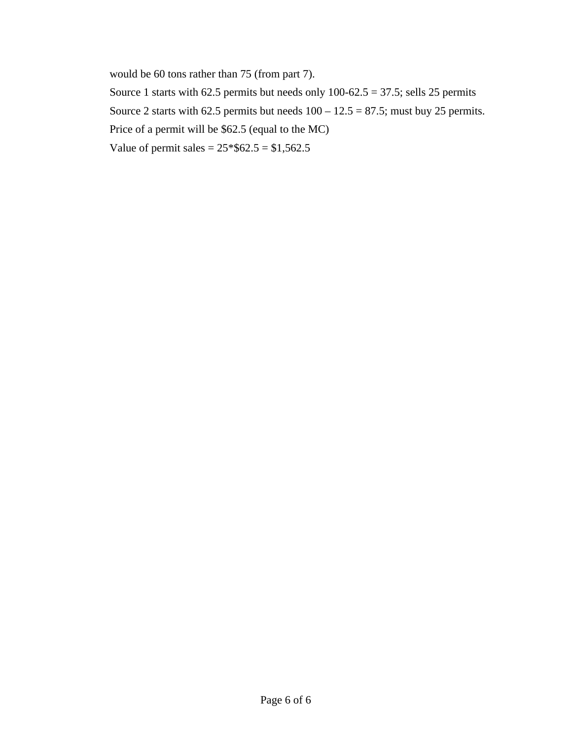would be 60 tons rather than 75 (from part 7).

Source 1 starts with 62.5 permits but needs only 100-62.5 = 37.5; sells 25 permits

Source 2 starts with 62.5 permits but needs 100 – 12.5 = 87.5; must buy 25 permits.

Price of a permit will be $62.5 (equal to the MC)

Value of permit sales = 25*$62.5 = $1,562.5